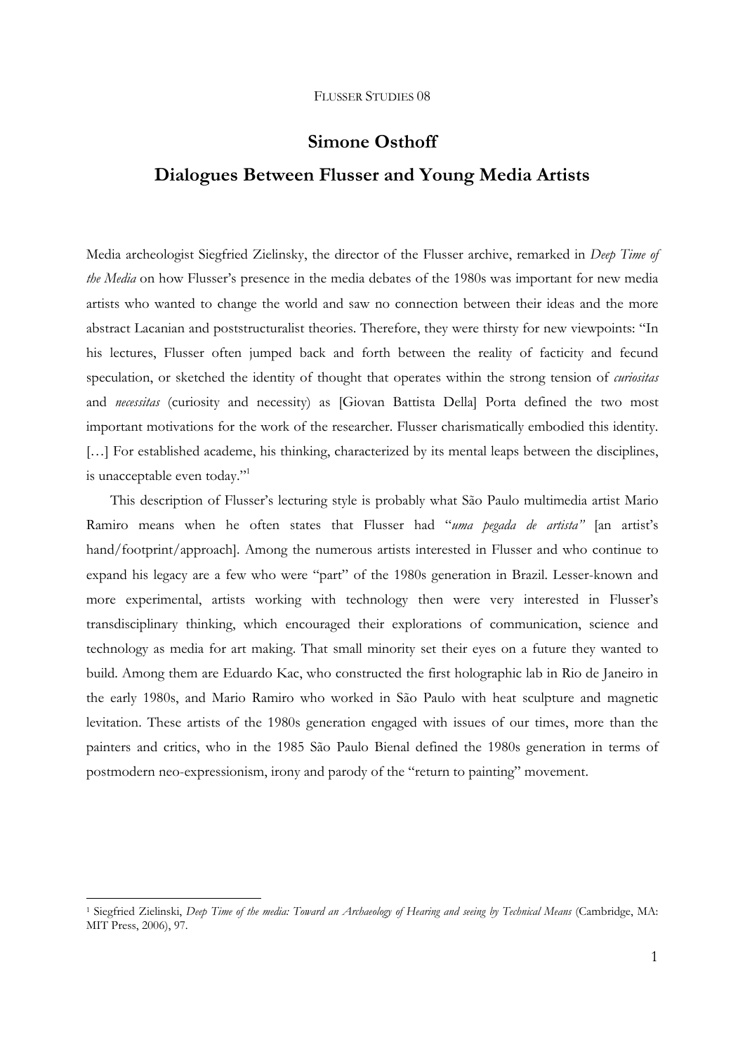# Simone Osthoff

## Dialogues Between Flusser and Young Media Artists

Media archeologist Siegfried Zielinsky, the director of the Flusser archive, remarked in *Deep Time of the Media* on how Flusser's presence in the media debates of the 1980s was important for new media artists who wanted to change the world and saw no connection between their ideas and the more abstract Lacanian and poststructuralist theories. Therefore, they were thirsty for new viewpoints: "In his lectures, Flusser often jumped back and forth between the reality of facticity and fecund speculation, or sketched the identity of thought that operates within the strong tension of *curiositas* and *necessitas* (curiosity and necessity) as [Giovan Battista Della] Porta defined the two most important motivations for the work of the researcher. Flusser charismatically embodied this identity. […] For established academe, his thinking, characterized by its mental leaps between the disciplines, is unacceptable even today."[1]

This description of Flusser's lecturing style is probably what São Paulo multimedia artist Mario Ramiro means when he often states that Flusser had "*uma pegada de artista"* [an artist's hand/footprint/approach]. Among the numerous artists interested in Flusser and who continue to expand his legacy are a few who were "part" of the 1980s generation in Brazil. Lesser-known and more experimental, artists working with technology then were very interested in Flusser's transdisciplinary thinking, which encouraged their explorations of communication, science and technology as media for art making. That small minority set their eyes on a future they wanted to build. Among them are Eduardo Kac, who constructed the first holographic lab in Rio de Janeiro in the early 1980s, and Mario Ramiro who worked in São Paulo with heat sculpture and magnetic levitation. These artists of the 1980s generation engaged with issues of our times, more than the painters and critics, who in the 1985 São Paulo Bienal defined the 1980s generation in terms of postmodern neo-expressionism, irony and parody of the "return to painting" movement.

---

[1] Siegfried Zielinski, *Deep Time of the media: Toward an Archaeology of Hearing and seeing by Technical Means* (Cambridge, MA: MIT Press, 2006), 97.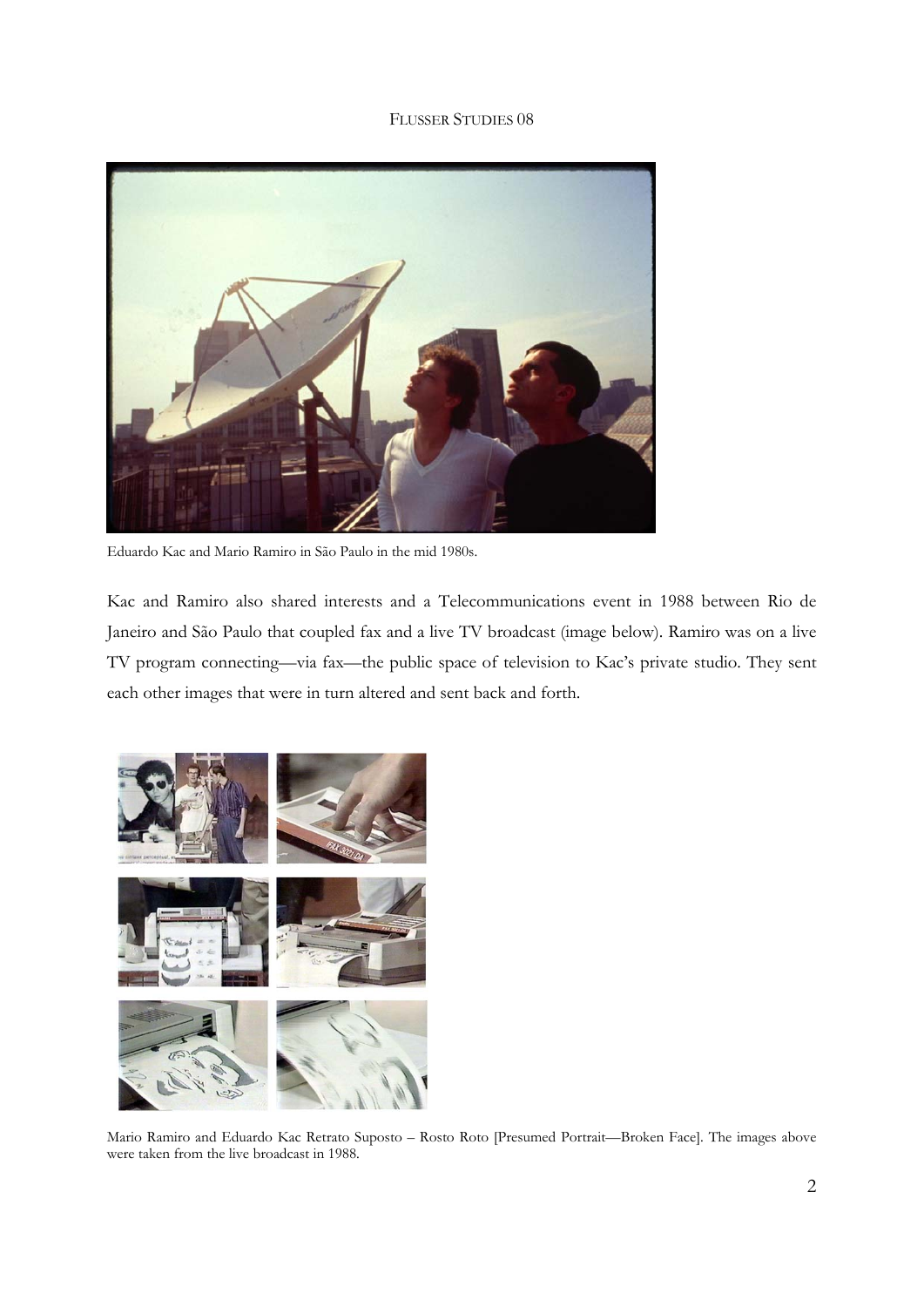Eduardo Kac and Mario Ramiro in São Paulo in the mid 1980s.

Kac and Ramiro also shared interests and a Telecommunications event in 1988 between Rio de Janeiro and São Paulo that coupled fax and a live TV broadcast (image below). Ramiro was on a live TV program connecting—via fax—the public space of television to Kac's private studio. They sent each other images that were in turn altered and sent back and forth.

Mario Ramiro and Eduardo Kac Retrato Suposto – Rosto Roto [Presumed Portrait—Broken Face]. The images above were taken from the live broadcast in 1988.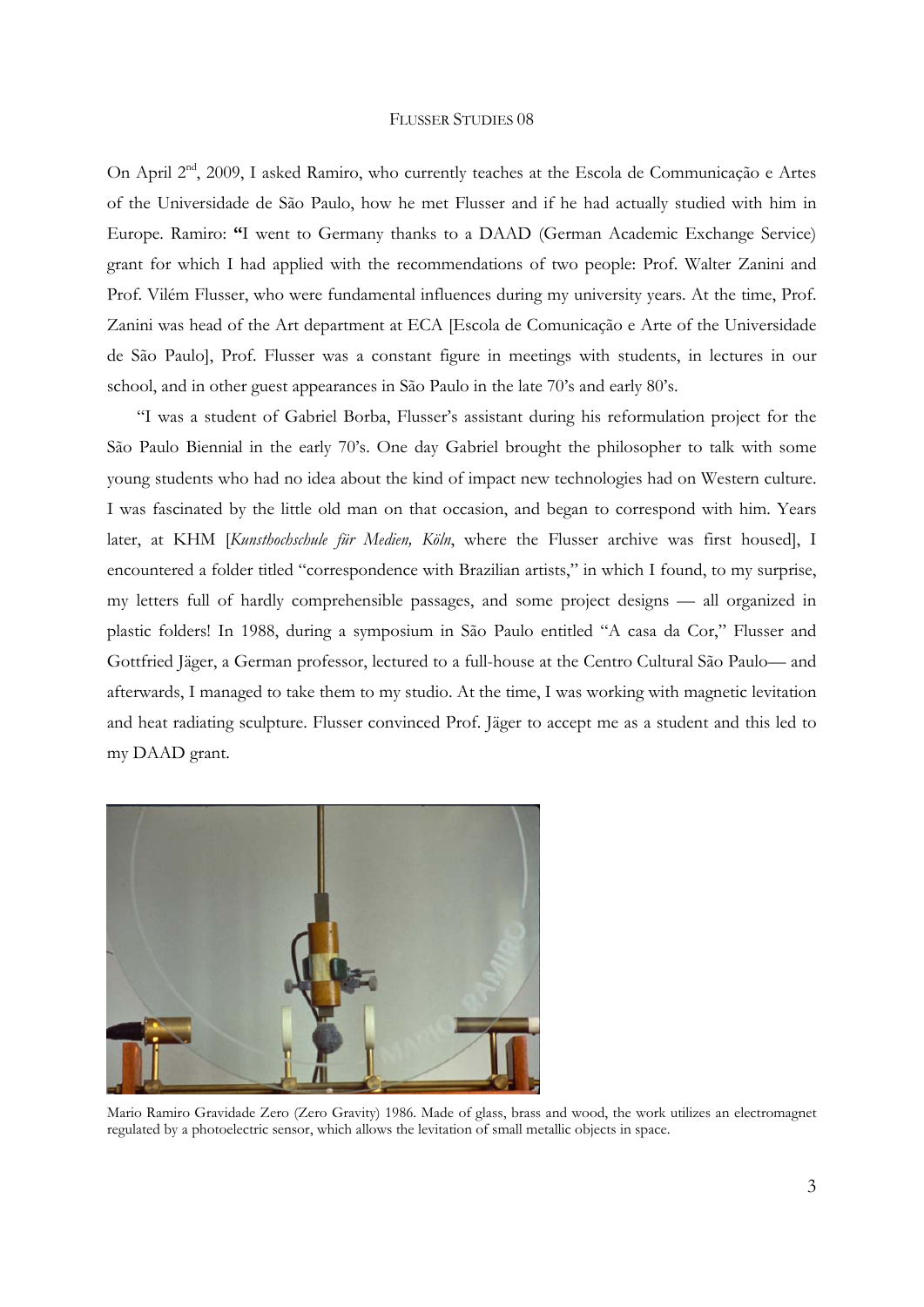On April 2nd, 2009, I asked Ramiro, who currently teaches at the Escola de Communicação e Artes of the Universidade de São Paulo, how he met Flusser and if he had actually studied with him in Europe. Ramiro: **"**I went to Germany thanks to a DAAD (German Academic Exchange Service) grant for which I had applied with the recommendations of two people: Prof. Walter Zanini and Prof. Vilém Flusser, who were fundamental influences during my university years. At the time, Prof. Zanini was head of the Art department at ECA [Escola de Comunicação e Arte of the Universidade de São Paulo], Prof. Flusser was a constant figure in meetings with students, in lectures in our school, and in other guest appearances in São Paulo in the late 70's and early 80's.

"I was a student of Gabriel Borba, Flusser's assistant during his reformulation project for the São Paulo Biennial in the early 70's. One day Gabriel brought the philosopher to talk with some young students who had no idea about the kind of impact new technologies had on Western culture. I was fascinated by the little old man on that occasion, and began to correspond with him. Years later, at KHM [*Kunsthochschule für Medien, Köln*, where the Flusser archive was first housed], I encountered a folder titled "correspondence with Brazilian artists," in which I found, to my surprise, my letters full of hardly comprehensible passages, and some project designs — all organized in plastic folders! In 1988, during a symposium in São Paulo entitled "A casa da Cor," Flusser and Gottfried Jäger, a German professor, lectured to a full-house at the Centro Cultural São Paulo— and afterwards, I managed to take them to my studio. At the time, I was working with magnetic levitation and heat radiating sculpture. Flusser convinced Prof. Jäger to accept me as a student and this led to my DAAD grant.

Mario Ramiro Gravidade Zero (Zero Gravity) 1986. Made of glass, brass and wood, the work utilizes an electromagnet regulated by a photoelectric sensor, which allows the levitation of small metallic objects in space.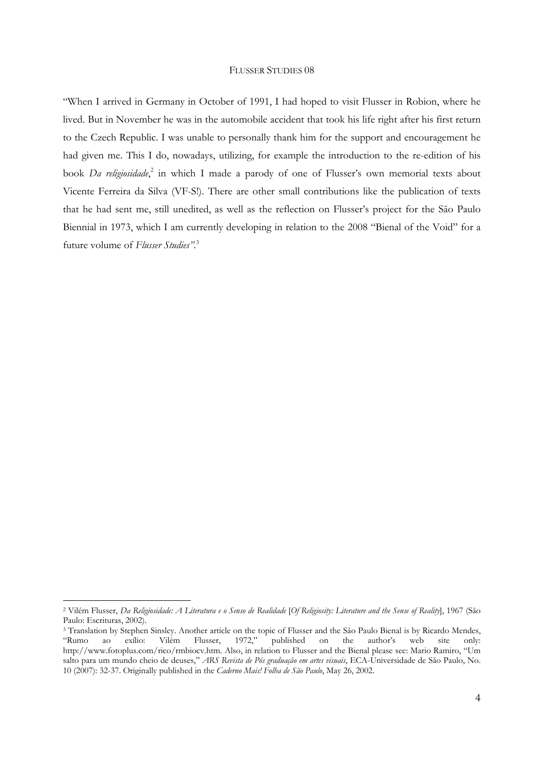"When I arrived in Germany in October of 1991, I had hoped to visit Flusser in Robion, where he lived. But in November he was in the automobile accident that took his life right after his first return to the Czech Republic. I was unable to personally thank him for the support and encouragement he had given me. This I do, nowadays, utilizing, for example the introduction to the re-edition of his book *Da religiosidade*,[2] in which I made a parody of one of Flusser's own memorial texts about Vicente Ferreira da Silva (VF-S!). There are other small contributions like the publication of texts that he had sent me, still unedited, as well as the reflection on Flusser's project for the São Paulo Biennial in 1973, which I am currently developing in relation to the 2008 "Bienal of the Void" for a future volume of *Flusser Studies"*.[3]

---

[2] Vilém Flusser, *Da Religiosidade: A Literatura e o Senso de Realidade* [*Of Religiosity: Literature and the Sense of Reality*], 1967 (São Paulo: Escrituras, 2002).

[3] Translation by Stephen Sinsley. Another article on the topic of Flusser and the São Paulo Bienal is by Ricardo Mendes, "Rumo ao exílio: Vilém Flusser, 1972," published on the author's web site only: http://www.fotoplus.com/rico/rmbiocv.htm. Also, in relation to Flusser and the Bienal please see: Mario Ramiro, "Um salto para um mundo cheio de deuses," *ARS Revista de Pós graduação em artes visuais*, ECA-Universidade de São Paulo, No. 10 (2007): 32-37. Originally published in the *Caderno Mais! Folha de São Paulo*, May 26, 2002.